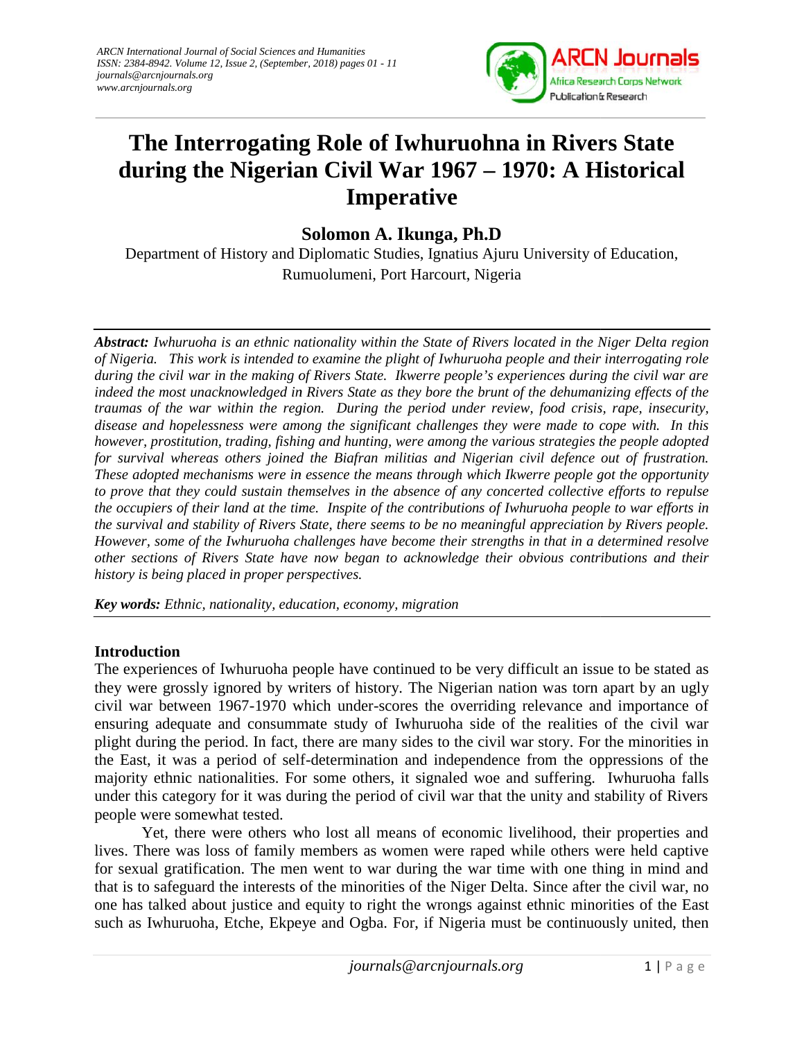# The Interrogating Role of Iwhuruohna in Rivers State during the Nigerian Civil War 1967 – 1970: A Historical Imperative

**Solomon A. Ikunga, Ph.D**

Department of History and Diplomatic Studies, Ignatius Ajuru University of Education, Rumuolumeni, Port Harcourt, Nigeria

***Abstract:*** *Iwhuruoha is an ethnic nationality within the State of Rivers located in the Niger Delta region of Nigeria. This work is intended to examine the plight of Iwhuruoha people and their interrogating role during the civil war in the making of Rivers State. Ikwerre people's experiences during the civil war are indeed the most unacknowledged in Rivers State as they bore the brunt of the dehumanizing effects of the traumas of the war within the region. During the period under review, food crisis, rape, insecurity, disease and hopelessness were among the significant challenges they were made to cope with. In this however, prostitution, trading, fishing and hunting, were among the various strategies the people adopted for survival whereas others joined the Biafran militias and Nigerian civil defence out of frustration. These adopted mechanisms were in essence the means through which Ikwerre people got the opportunity to prove that they could sustain themselves in the absence of any concerted collective efforts to repulse the occupiers of their land at the time. Inspite of the contributions of Iwhuruoha people to war efforts in the survival and stability of Rivers State, there seems to be no meaningful appreciation by Rivers people. However, some of the Iwhuruoha challenges have become their strengths in that in a determined resolve other sections of Rivers State have now began to acknowledge their obvious contributions and their history is being placed in proper perspectives.*

***Key words:*** *Ethnic, nationality, education, economy, migration*

## Introduction

The experiences of Iwhuruoha people have continued to be very difficult an issue to be stated as they were grossly ignored by writers of history. The Nigerian nation was torn apart by an ugly civil war between 1967-1970 which under-scores the overriding relevance and importance of ensuring adequate and consummate study of Iwhuruoha side of the realities of the civil war plight during the period. In fact, there are many sides to the civil war story. For the minorities in the East, it was a period of self-determination and independence from the oppressions of the majority ethnic nationalities. For some others, it signaled woe and suffering. Iwhuruoha falls under this category for it was during the period of civil war that the unity and stability of Rivers people were somewhat tested.

Yet, there were others who lost all means of economic livelihood, their properties and lives. There was loss of family members as women were raped while others were held captive for sexual gratification. The men went to war during the war time with one thing in mind and that is to safeguard the interests of the minorities of the Niger Delta. Since after the civil war, no one has talked about justice and equity to right the wrongs against ethnic minorities of the East such as Iwhuruoha, Etche, Ekpeye and Ogba. For, if Nigeria must be continuously united, then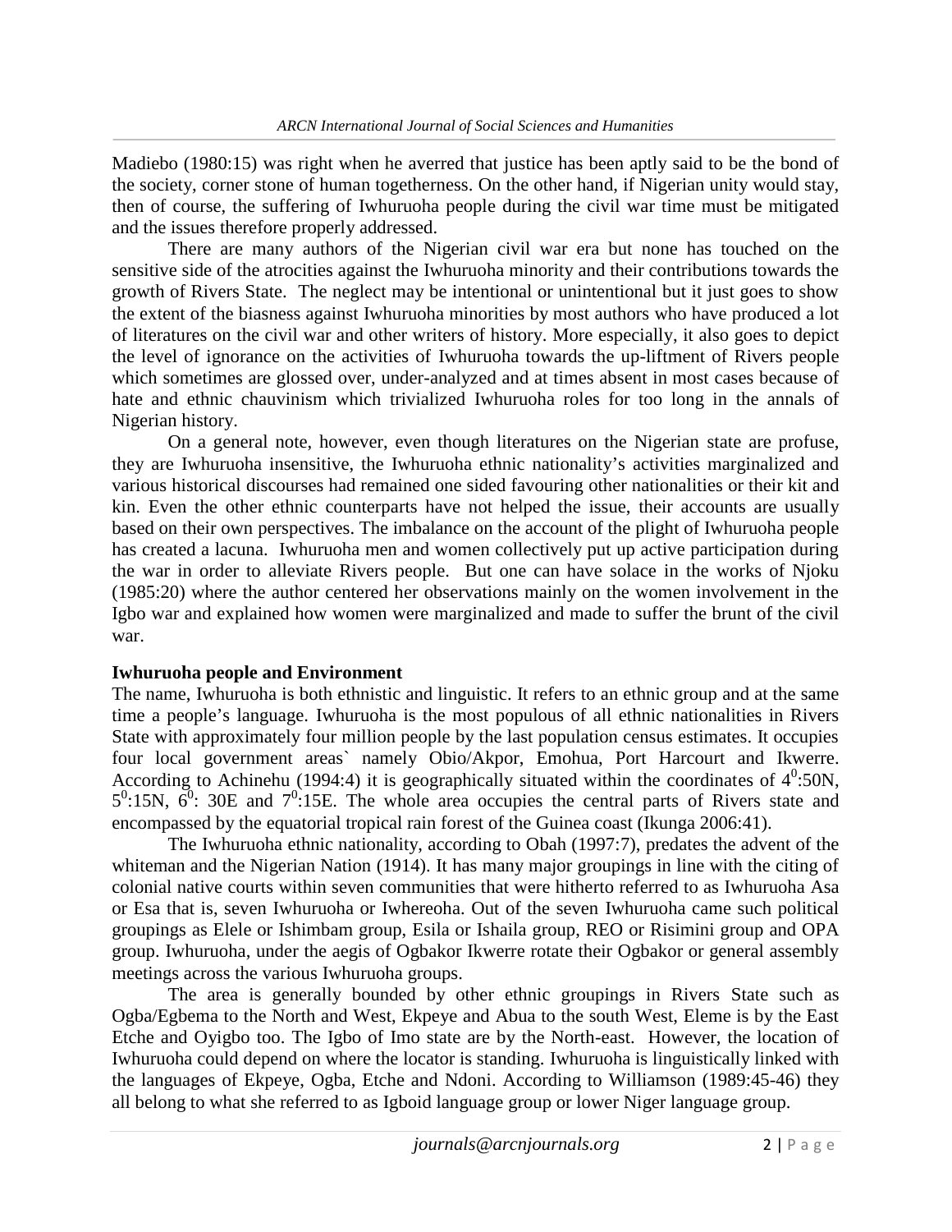Madiebo (1980:15) was right when he averred that justice has been aptly said to be the bond of the society, corner stone of human togetherness. On the other hand, if Nigerian unity would stay, then of course, the suffering of Iwhuruoha people during the civil war time must be mitigated and the issues therefore properly addressed.

There are many authors of the Nigerian civil war era but none has touched on the sensitive side of the atrocities against the Iwhuruoha minority and their contributions towards the growth of Rivers State. The neglect may be intentional or unintentional but it just goes to show the extent of the biasness against Iwhuruoha minorities by most authors who have produced a lot of literatures on the civil war and other writers of history. More especially, it also goes to depict the level of ignorance on the activities of Iwhuruoha towards the up-liftment of Rivers people which sometimes are glossed over, under-analyzed and at times absent in most cases because of hate and ethnic chauvinism which trivialized Iwhuruoha roles for too long in the annals of Nigerian history.

On a general note, however, even though literatures on the Nigerian state are profuse, they are Iwhuruoha insensitive, the Iwhuruoha ethnic nationality's activities marginalized and various historical discourses had remained one sided favouring other nationalities or their kit and kin. Even the other ethnic counterparts have not helped the issue, their accounts are usually based on their own perspectives. The imbalance on the account of the plight of Iwhuruoha people has created a lacuna. Iwhuruoha men and women collectively put up active participation during the war in order to alleviate Rivers people. But one can have solace in the works of Njoku (1985:20) where the author centered her observations mainly on the women involvement in the Igbo war and explained how women were marginalized and made to suffer the brunt of the civil war.

**Iwhuruoha people and Environment**

The name, Iwhuruoha is both ethnistic and linguistic. It refers to an ethnic group and at the same time a people's language. Iwhuruoha is the most populous of all ethnic nationalities in Rivers State with approximately four million people by the last population census estimates. It occupies four local government areas` namely Obio/Akpor, Emohua, Port Harcourt and Ikwerre. According to Achinehu (1994:4) it is geographically situated within the coordinates of $4^0$:50N, $5^0$:15N, $6^0$: 30E and $7^0$:15E. The whole area occupies the central parts of Rivers state and encompassed by the equatorial tropical rain forest of the Guinea coast (Ikunga 2006:41).

The Iwhuruoha ethnic nationality, according to Obah (1997:7), predates the advent of the whiteman and the Nigerian Nation (1914). It has many major groupings in line with the citing of colonial native courts within seven communities that were hitherto referred to as Iwhuruoha Asa or Esa that is, seven Iwhuruoha or Iwhereoha. Out of the seven Iwhuruoha came such political groupings as Elele or Ishimbam group, Esila or Ishaila group, REO or Risimini group and OPA group. Iwhuruoha, under the aegis of Ogbakor Ikwerre rotate their Ogbakor or general assembly meetings across the various Iwhuruoha groups.

The area is generally bounded by other ethnic groupings in Rivers State such as Ogba/Egbema to the North and West, Ekpeye and Abua to the south West, Eleme is by the East Etche and Oyigbo too. The Igbo of Imo state are by the North-east. However, the location of Iwhuruoha could depend on where the locator is standing. Iwhuruoha is linguistically linked with the languages of Ekpeye, Ogba, Etche and Ndoni. According to Williamson (1989:45-46) they all belong to what she referred to as Igboid language group or lower Niger language group.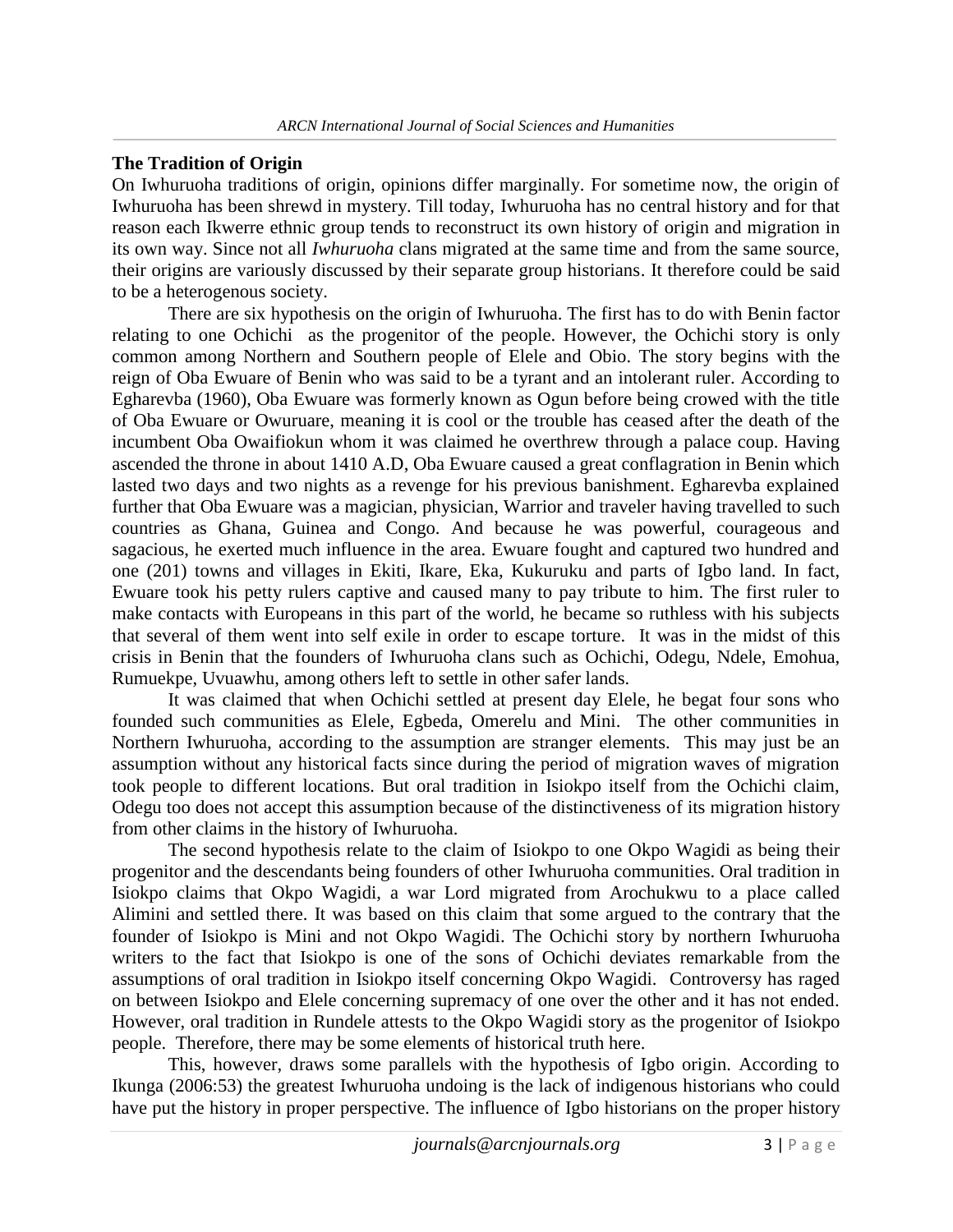**The Tradition of Origin**

On Iwhuruoha traditions of origin, opinions differ marginally. For sometime now, the origin of Iwhuruoha has been shrewd in mystery. Till today, Iwhuruoha has no central history and for that reason each Ikwerre ethnic group tends to reconstruct its own history of origin and migration in its own way. Since not all *Iwhuruoha* clans migrated at the same time and from the same source, their origins are variously discussed by their separate group historians. It therefore could be said to be a heterogenous society.

There are six hypothesis on the origin of Iwhuruoha. The first has to do with Benin factor relating to one Ochichi as the progenitor of the people. However, the Ochichi story is only common among Northern and Southern people of Elele and Obio. The story begins with the reign of Oba Ewuare of Benin who was said to be a tyrant and an intolerant ruler. According to Egharevba (1960), Oba Ewuare was formerly known as Ogun before being crowed with the title of Oba Ewuare or Owuruare, meaning it is cool or the trouble has ceased after the death of the incumbent Oba Owaifiokun whom it was claimed he overthrew through a palace coup. Having ascended the throne in about 1410 A.D, Oba Ewuare caused a great conflagration in Benin which lasted two days and two nights as a revenge for his previous banishment. Egharevba explained further that Oba Ewuare was a magician, physician, Warrior and traveler having travelled to such countries as Ghana, Guinea and Congo. And because he was powerful, courageous and sagacious, he exerted much influence in the area. Ewuare fought and captured two hundred and one (201) towns and villages in Ekiti, Ikare, Eka, Kukuruku and parts of Igbo land. In fact, Ewuare took his petty rulers captive and caused many to pay tribute to him. The first ruler to make contacts with Europeans in this part of the world, he became so ruthless with his subjects that several of them went into self exile in order to escape torture. It was in the midst of this crisis in Benin that the founders of Iwhuruoha clans such as Ochichi, Odegu, Ndele, Emohua, Rumuekpe, Uvuawhu, among others left to settle in other safer lands.

It was claimed that when Ochichi settled at present day Elele, he begat four sons who founded such communities as Elele, Egbeda, Omerelu and Mini. The other communities in Northern Iwhuruoha, according to the assumption are stranger elements. This may just be an assumption without any historical facts since during the period of migration waves of migration took people to different locations. But oral tradition in Isiokpo itself from the Ochichi claim, Odegu too does not accept this assumption because of the distinctiveness of its migration history from other claims in the history of Iwhuruoha.

The second hypothesis relate to the claim of Isiokpo to one Okpo Wagidi as being their progenitor and the descendants being founders of other Iwhuruoha communities. Oral tradition in Isiokpo claims that Okpo Wagidi, a war Lord migrated from Arochukwu to a place called Alimini and settled there. It was based on this claim that some argued to the contrary that the founder of Isiokpo is Mini and not Okpo Wagidi. The Ochichi story by northern Iwhuruoha writers to the fact that Isiokpo is one of the sons of Ochichi deviates remarkable from the assumptions of oral tradition in Isiokpo itself concerning Okpo Wagidi. Controversy has raged on between Isiokpo and Elele concerning supremacy of one over the other and it has not ended. However, oral tradition in Rundele attests to the Okpo Wagidi story as the progenitor of Isiokpo people. Therefore, there may be some elements of historical truth here.

This, however, draws some parallels with the hypothesis of Igbo origin. According to Ikunga (2006:53) the greatest Iwhuruoha undoing is the lack of indigenous historians who could have put the history in proper perspective. The influence of Igbo historians on the proper history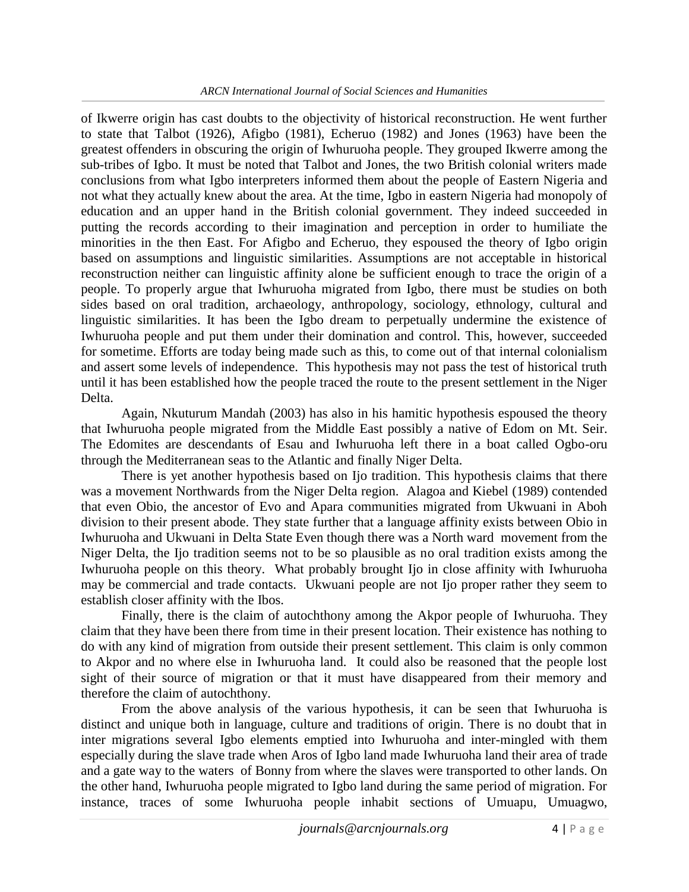of Ikwerre origin has cast doubts to the objectivity of historical reconstruction. He went further to state that Talbot (1926), Afigbo (1981), Echeruo (1982) and Jones (1963) have been the greatest offenders in obscuring the origin of Iwhuruoha people. They grouped Ikwerre among the sub-tribes of Igbo. It must be noted that Talbot and Jones, the two British colonial writers made conclusions from what Igbo interpreters informed them about the people of Eastern Nigeria and not what they actually knew about the area. At the time, Igbo in eastern Nigeria had monopoly of education and an upper hand in the British colonial government. They indeed succeeded in putting the records according to their imagination and perception in order to humiliate the minorities in the then East. For Afigbo and Echeruo, they espoused the theory of Igbo origin based on assumptions and linguistic similarities. Assumptions are not acceptable in historical reconstruction neither can linguistic affinity alone be sufficient enough to trace the origin of a people. To properly argue that Iwhuruoha migrated from Igbo, there must be studies on both sides based on oral tradition, archaeology, anthropology, sociology, ethnology, cultural and linguistic similarities. It has been the Igbo dream to perpetually undermine the existence of Iwhuruoha people and put them under their domination and control. This, however, succeeded for sometime. Efforts are today being made such as this, to come out of that internal colonialism and assert some levels of independence. This hypothesis may not pass the test of historical truth until it has been established how the people traced the route to the present settlement in the Niger Delta.

Again, Nkuturum Mandah (2003) has also in his hamitic hypothesis espoused the theory that Iwhuruoha people migrated from the Middle East possibly a native of Edom on Mt. Seir. The Edomites are descendants of Esau and Iwhuruoha left there in a boat called Ogbo-oru through the Mediterranean seas to the Atlantic and finally Niger Delta.

There is yet another hypothesis based on Ijo tradition. This hypothesis claims that there was a movement Northwards from the Niger Delta region. Alagoa and Kiebel (1989) contended that even Obio, the ancestor of Evo and Apara communities migrated from Ukwuani in Aboh division to their present abode. They state further that a language affinity exists between Obio in Iwhuruoha and Ukwuani in Delta State Even though there was a North ward movement from the Niger Delta, the Ijo tradition seems not to be so plausible as no oral tradition exists among the Iwhuruoha people on this theory. What probably brought Ijo in close affinity with Iwhuruoha may be commercial and trade contacts. Ukwuani people are not Ijo proper rather they seem to establish closer affinity with the Ibos.

Finally, there is the claim of autochthony among the Akpor people of Iwhuruoha. They claim that they have been there from time in their present location. Their existence has nothing to do with any kind of migration from outside their present settlement. This claim is only common to Akpor and no where else in Iwhuruoha land. It could also be reasoned that the people lost sight of their source of migration or that it must have disappeared from their memory and therefore the claim of autochthony.

From the above analysis of the various hypothesis, it can be seen that Iwhuruoha is distinct and unique both in language, culture and traditions of origin. There is no doubt that in inter migrations several Igbo elements emptied into Iwhuruoha and inter-mingled with them especially during the slave trade when Aros of Igbo land made Iwhuruoha land their area of trade and a gate way to the waters of Bonny from where the slaves were transported to other lands. On the other hand, Iwhuruoha people migrated to Igbo land during the same period of migration. For instance, traces of some Iwhuruoha people inhabit sections of Umuapu, Umuagwo,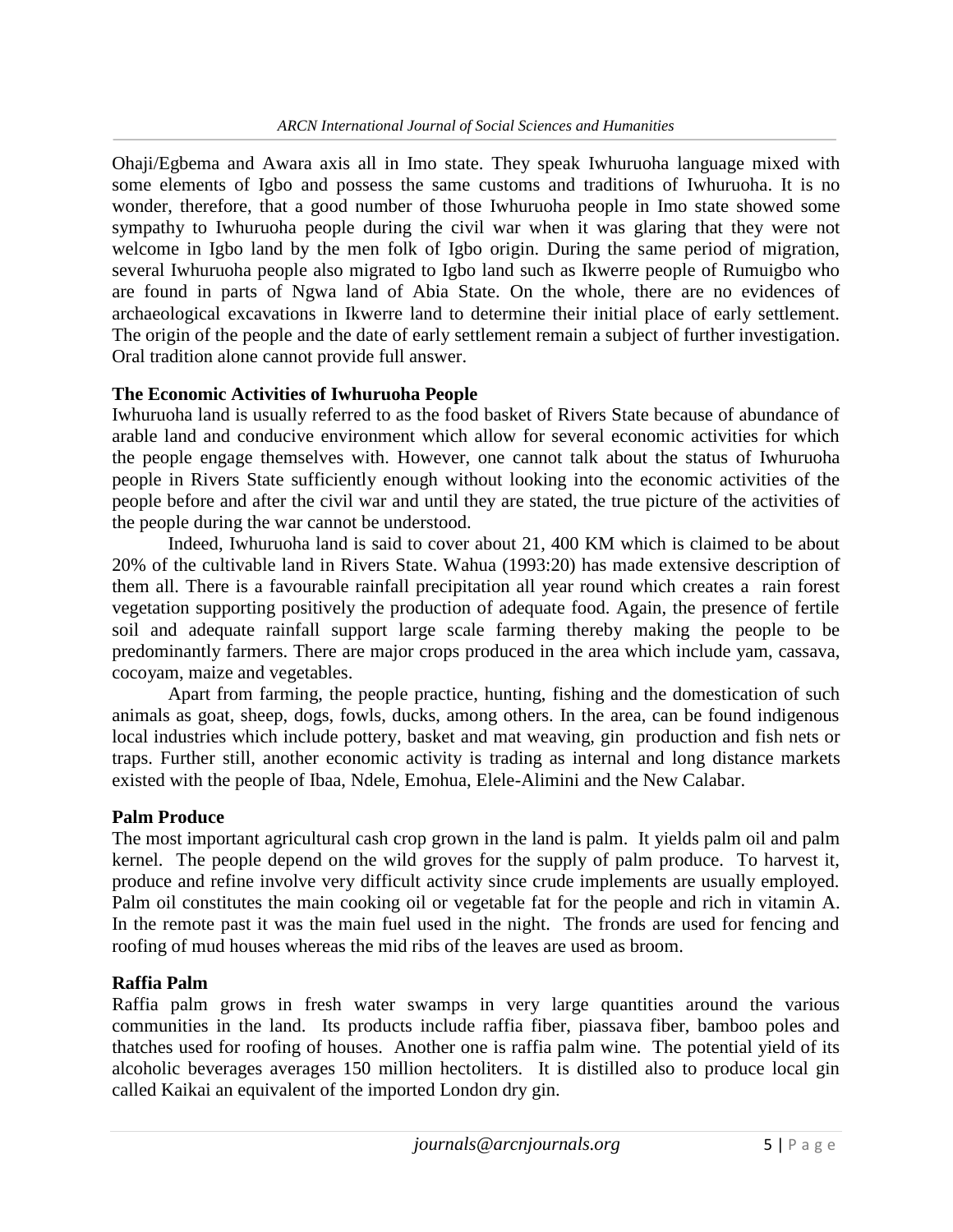Ohaji/Egbema and Awara axis all in Imo state. They speak Iwhuruoha language mixed with some elements of Igbo and possess the same customs and traditions of Iwhuruoha. It is no wonder, therefore, that a good number of those Iwhuruoha people in Imo state showed some sympathy to Iwhuruoha people during the civil war when it was glaring that they were not welcome in Igbo land by the men folk of Igbo origin. During the same period of migration, several Iwhuruoha people also migrated to Igbo land such as Ikwerre people of Rumuigbo who are found in parts of Ngwa land of Abia State. On the whole, there are no evidences of archaeological excavations in Ikwerre land to determine their initial place of early settlement. The origin of the people and the date of early settlement remain a subject of further investigation. Oral tradition alone cannot provide full answer.

**The Economic Activities of Iwhuruoha People**

Iwhuruoha land is usually referred to as the food basket of Rivers State because of abundance of arable land and conducive environment which allow for several economic activities for which the people engage themselves with. However, one cannot talk about the status of Iwhuruoha people in Rivers State sufficiently enough without looking into the economic activities of the people before and after the civil war and until they are stated, the true picture of the activities of the people during the war cannot be understood.

Indeed, Iwhuruoha land is said to cover about 21, 400 KM which is claimed to be about 20% of the cultivable land in Rivers State. Wahua (1993:20) has made extensive description of them all. There is a favourable rainfall precipitation all year round which creates a rain forest vegetation supporting positively the production of adequate food. Again, the presence of fertile soil and adequate rainfall support large scale farming thereby making the people to be predominantly farmers. There are major crops produced in the area which include yam, cassava, cocoyam, maize and vegetables.

Apart from farming, the people practice, hunting, fishing and the domestication of such animals as goat, sheep, dogs, fowls, ducks, among others. In the area, can be found indigenous local industries which include pottery, basket and mat weaving, gin production and fish nets or traps. Further still, another economic activity is trading as internal and long distance markets existed with the people of Ibaa, Ndele, Emohua, Elele-Alimini and the New Calabar.

**Palm Produce**

The most important agricultural cash crop grown in the land is palm. It yields palm oil and palm kernel. The people depend on the wild groves for the supply of palm produce. To harvest it, produce and refine involve very difficult activity since crude implements are usually employed. Palm oil constitutes the main cooking oil or vegetable fat for the people and rich in vitamin A. In the remote past it was the main fuel used in the night. The fronds are used for fencing and roofing of mud houses whereas the mid ribs of the leaves are used as broom.

**Raffia Palm**

Raffia palm grows in fresh water swamps in very large quantities around the various communities in the land. Its products include raffia fiber, piassava fiber, bamboo poles and thatches used for roofing of houses. Another one is raffia palm wine. The potential yield of its alcoholic beverages averages 150 million hectoliters. It is distilled also to produce local gin called Kaikai an equivalent of the imported London dry gin.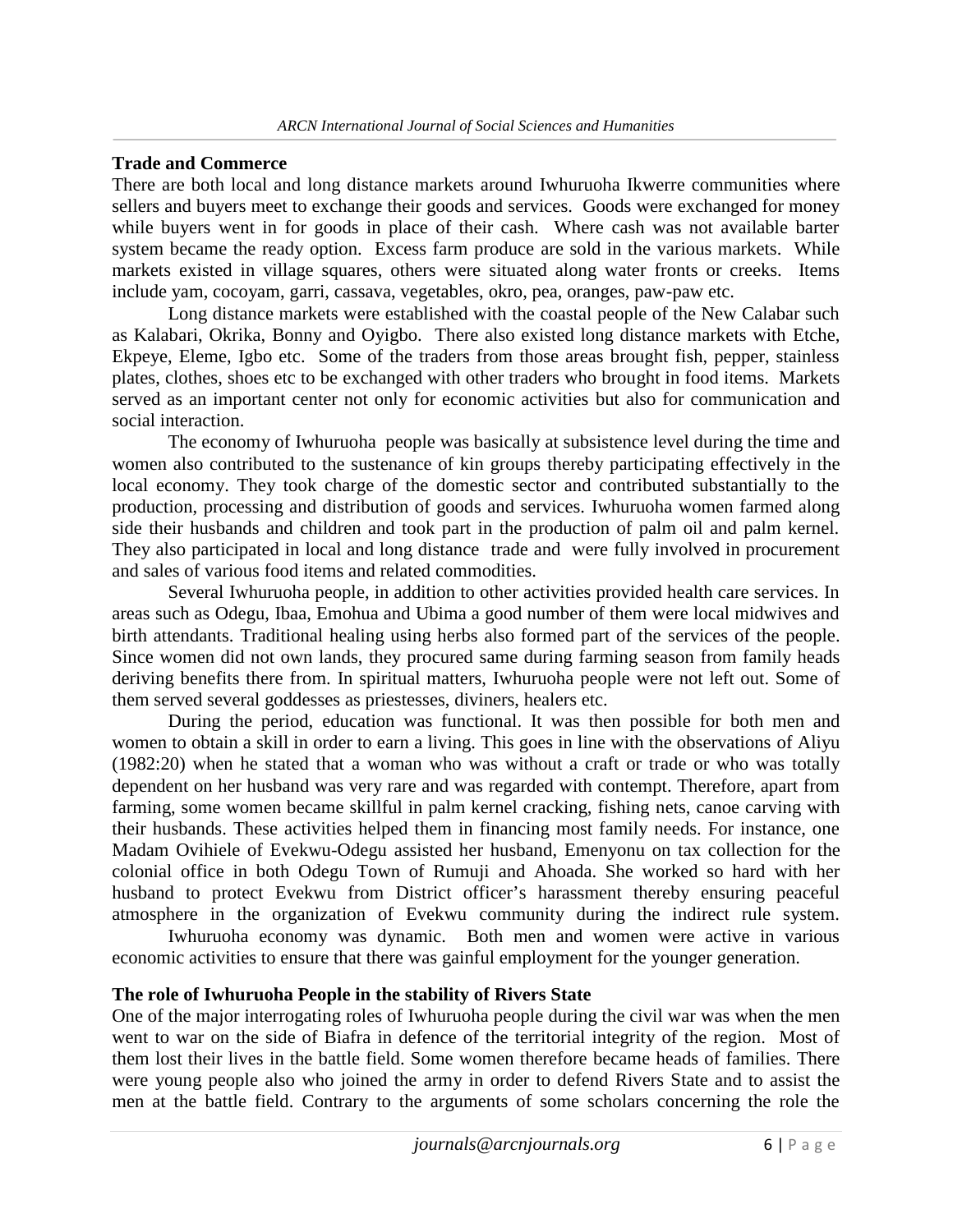**Trade and Commerce**

There are both local and long distance markets around Iwhuruoha Ikwerre communities where sellers and buyers meet to exchange their goods and services. Goods were exchanged for money while buyers went in for goods in place of their cash. Where cash was not available barter system became the ready option. Excess farm produce are sold in the various markets. While markets existed in village squares, others were situated along water fronts or creeks. Items include yam, cocoyam, garri, cassava, vegetables, okro, pea, oranges, paw-paw etc.

Long distance markets were established with the coastal people of the New Calabar such as Kalabari, Okrika, Bonny and Oyigbo. There also existed long distance markets with Etche, Ekpeye, Eleme, Igbo etc. Some of the traders from those areas brought fish, pepper, stainless plates, clothes, shoes etc to be exchanged with other traders who brought in food items. Markets served as an important center not only for economic activities but also for communication and social interaction.

The economy of Iwhuruoha people was basically at subsistence level during the time and women also contributed to the sustenance of kin groups thereby participating effectively in the local economy. They took charge of the domestic sector and contributed substantially to the production, processing and distribution of goods and services. Iwhuruoha women farmed along side their husbands and children and took part in the production of palm oil and palm kernel. They also participated in local and long distance trade and were fully involved in procurement and sales of various food items and related commodities.

Several Iwhuruoha people, in addition to other activities provided health care services. In areas such as Odegu, Ibaa, Emohua and Ubima a good number of them were local midwives and birth attendants. Traditional healing using herbs also formed part of the services of the people. Since women did not own lands, they procured same during farming season from family heads deriving benefits there from. In spiritual matters, Iwhuruoha people were not left out. Some of them served several goddesses as priestesses, diviners, healers etc.

During the period, education was functional. It was then possible for both men and women to obtain a skill in order to earn a living. This goes in line with the observations of Aliyu (1982:20) when he stated that a woman who was without a craft or trade or who was totally dependent on her husband was very rare and was regarded with contempt. Therefore, apart from farming, some women became skillful in palm kernel cracking, fishing nets, canoe carving with their husbands. These activities helped them in financing most family needs. For instance, one Madam Ovihiele of Evekwu-Odegu assisted her husband, Emenyonu on tax collection for the colonial office in both Odegu Town of Rumuji and Ahoada. She worked so hard with her husband to protect Evekwu from District officer's harassment thereby ensuring peaceful atmosphere in the organization of Evekwu community during the indirect rule system.

Iwhuruoha economy was dynamic. Both men and women were active in various economic activities to ensure that there was gainful employment for the younger generation.

**The role of Iwhuruoha People in the stability of Rivers State**

One of the major interrogating roles of Iwhuruoha people during the civil war was when the men went to war on the side of Biafra in defence of the territorial integrity of the region. Most of them lost their lives in the battle field. Some women therefore became heads of families. There were young people also who joined the army in order to defend Rivers State and to assist the men at the battle field. Contrary to the arguments of some scholars concerning the role the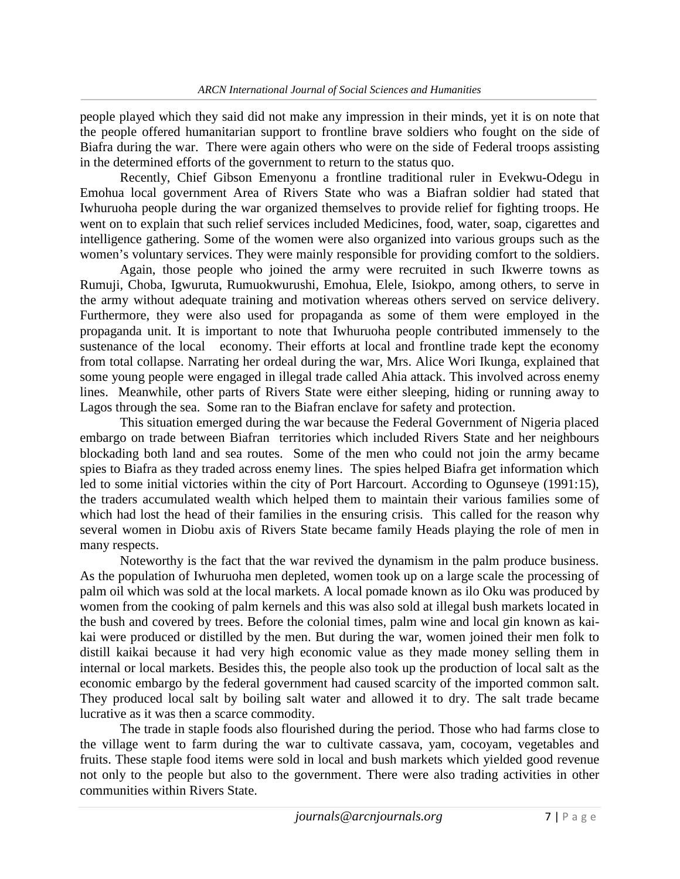people played which they said did not make any impression in their minds, yet it is on note that the people offered humanitarian support to frontline brave soldiers who fought on the side of Biafra during the war. There were again others who were on the side of Federal troops assisting in the determined efforts of the government to return to the status quo.

Recently, Chief Gibson Emenyonu a frontline traditional ruler in Evekwu-Odegu in Emohua local government Area of Rivers State who was a Biafran soldier had stated that Iwhuruoha people during the war organized themselves to provide relief for fighting troops. He went on to explain that such relief services included Medicines, food, water, soap, cigarettes and intelligence gathering. Some of the women were also organized into various groups such as the women's voluntary services. They were mainly responsible for providing comfort to the soldiers.

Again, those people who joined the army were recruited in such Ikwerre towns as Rumuji, Choba, Igwuruta, Rumuokwurushi, Emohua, Elele, Isiokpo, among others, to serve in the army without adequate training and motivation whereas others served on service delivery. Furthermore, they were also used for propaganda as some of them were employed in the propaganda unit. It is important to note that Iwhuruoha people contributed immensely to the sustenance of the local economy. Their efforts at local and frontline trade kept the economy from total collapse. Narrating her ordeal during the war, Mrs. Alice Wori Ikunga, explained that some young people were engaged in illegal trade called Ahia attack. This involved across enemy lines. Meanwhile, other parts of Rivers State were either sleeping, hiding or running away to Lagos through the sea. Some ran to the Biafran enclave for safety and protection.

This situation emerged during the war because the Federal Government of Nigeria placed embargo on trade between Biafran territories which included Rivers State and her neighbours blockading both land and sea routes. Some of the men who could not join the army became spies to Biafra as they traded across enemy lines. The spies helped Biafra get information which led to some initial victories within the city of Port Harcourt. According to Ogunseye (1991:15), the traders accumulated wealth which helped them to maintain their various families some of which had lost the head of their families in the ensuring crisis. This called for the reason why several women in Diobu axis of Rivers State became family Heads playing the role of men in many respects.

Noteworthy is the fact that the war revived the dynamism in the palm produce business. As the population of Iwhuruoha men depleted, women took up on a large scale the processing of palm oil which was sold at the local markets. A local pomade known as ilo Oku was produced by women from the cooking of palm kernels and this was also sold at illegal bush markets located in the bush and covered by trees. Before the colonial times, palm wine and local gin known as kai-kai were produced or distilled by the men. But during the war, women joined their men folk to distill kaikai because it had very high economic value as they made money selling them in internal or local markets. Besides this, the people also took up the production of local salt as the economic embargo by the federal government had caused scarcity of the imported common salt. They produced local salt by boiling salt water and allowed it to dry. The salt trade became lucrative as it was then a scarce commodity.

The trade in staple foods also flourished during the period. Those who had farms close to the village went to farm during the war to cultivate cassava, yam, cocoyam, vegetables and fruits. These staple food items were sold in local and bush markets which yielded good revenue not only to the people but also to the government. There were also trading activities in other communities within Rivers State.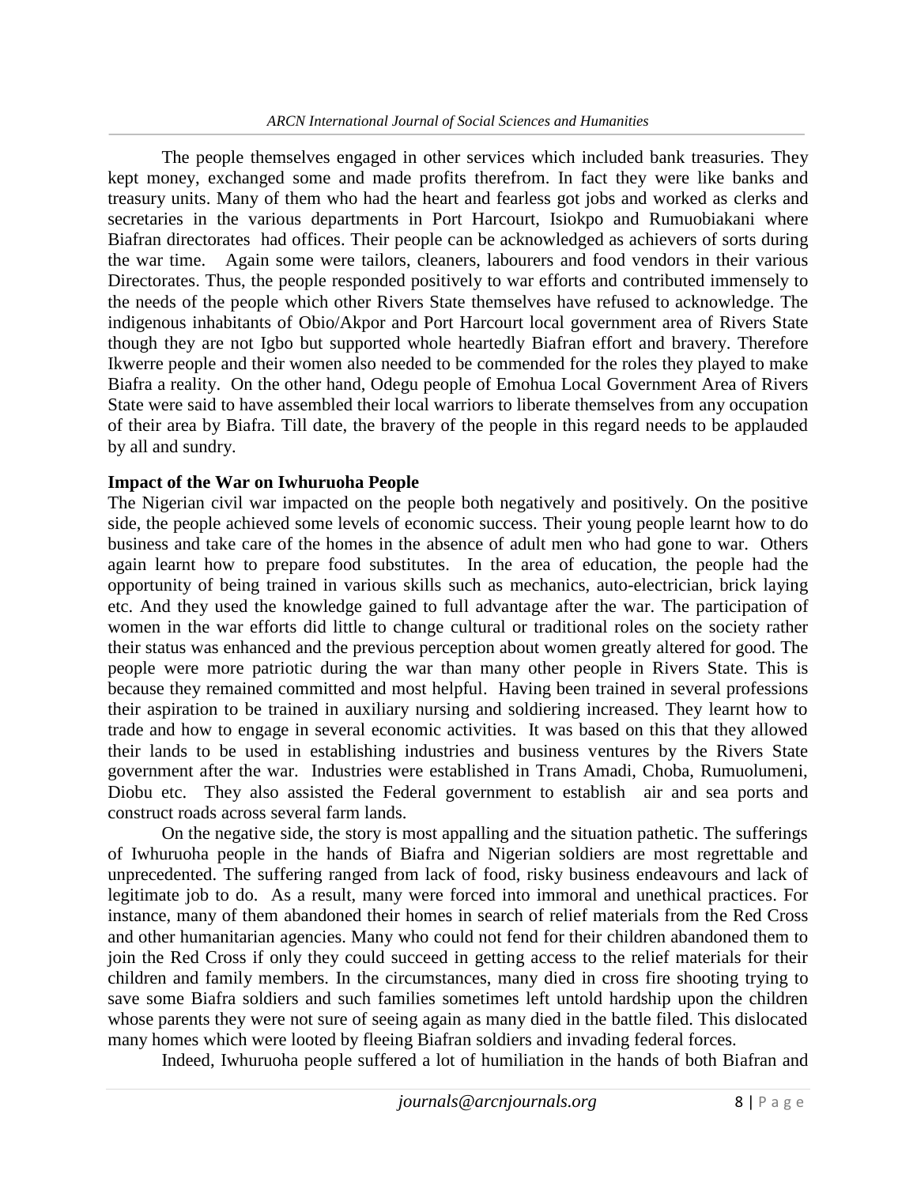The people themselves engaged in other services which included bank treasuries. They kept money, exchanged some and made profits therefrom. In fact they were like banks and treasury units. Many of them who had the heart and fearless got jobs and worked as clerks and secretaries in the various departments in Port Harcourt, Isiokpo and Rumuobiakani where Biafran directorates had offices. Their people can be acknowledged as achievers of sorts during the war time. Again some were tailors, cleaners, labourers and food vendors in their various Directorates. Thus, the people responded positively to war efforts and contributed immensely to the needs of the people which other Rivers State themselves have refused to acknowledge. The indigenous inhabitants of Obio/Akpor and Port Harcourt local government area of Rivers State though they are not Igbo but supported whole heartedly Biafran effort and bravery. Therefore Ikwerre people and their women also needed to be commended for the roles they played to make Biafra a reality. On the other hand, Odegu people of Emohua Local Government Area of Rivers State were said to have assembled their local warriors to liberate themselves from any occupation of their area by Biafra. Till date, the bravery of the people in this regard needs to be applauded by all and sundry.

**Impact of the War on Iwhuruoha People**

The Nigerian civil war impacted on the people both negatively and positively. On the positive side, the people achieved some levels of economic success. Their young people learnt how to do business and take care of the homes in the absence of adult men who had gone to war. Others again learnt how to prepare food substitutes. In the area of education, the people had the opportunity of being trained in various skills such as mechanics, auto-electrician, brick laying etc. And they used the knowledge gained to full advantage after the war. The participation of women in the war efforts did little to change cultural or traditional roles on the society rather their status was enhanced and the previous perception about women greatly altered for good. The people were more patriotic during the war than many other people in Rivers State. This is because they remained committed and most helpful. Having been trained in several professions their aspiration to be trained in auxiliary nursing and soldiering increased. They learnt how to trade and how to engage in several economic activities. It was based on this that they allowed their lands to be used in establishing industries and business ventures by the Rivers State government after the war. Industries were established in Trans Amadi, Choba, Rumuolumeni, Diobu etc. They also assisted the Federal government to establish air and sea ports and construct roads across several farm lands.

On the negative side, the story is most appalling and the situation pathetic. The sufferings of Iwhuruoha people in the hands of Biafra and Nigerian soldiers are most regrettable and unprecedented. The suffering ranged from lack of food, risky business endeavours and lack of legitimate job to do. As a result, many were forced into immoral and unethical practices. For instance, many of them abandoned their homes in search of relief materials from the Red Cross and other humanitarian agencies. Many who could not fend for their children abandoned them to join the Red Cross if only they could succeed in getting access to the relief materials for their children and family members. In the circumstances, many died in cross fire shooting trying to save some Biafra soldiers and such families sometimes left untold hardship upon the children whose parents they were not sure of seeing again as many died in the battle filed. This dislocated many homes which were looted by fleeing Biafran soldiers and invading federal forces.

Indeed, Iwhuruoha people suffered a lot of humiliation in the hands of both Biafran and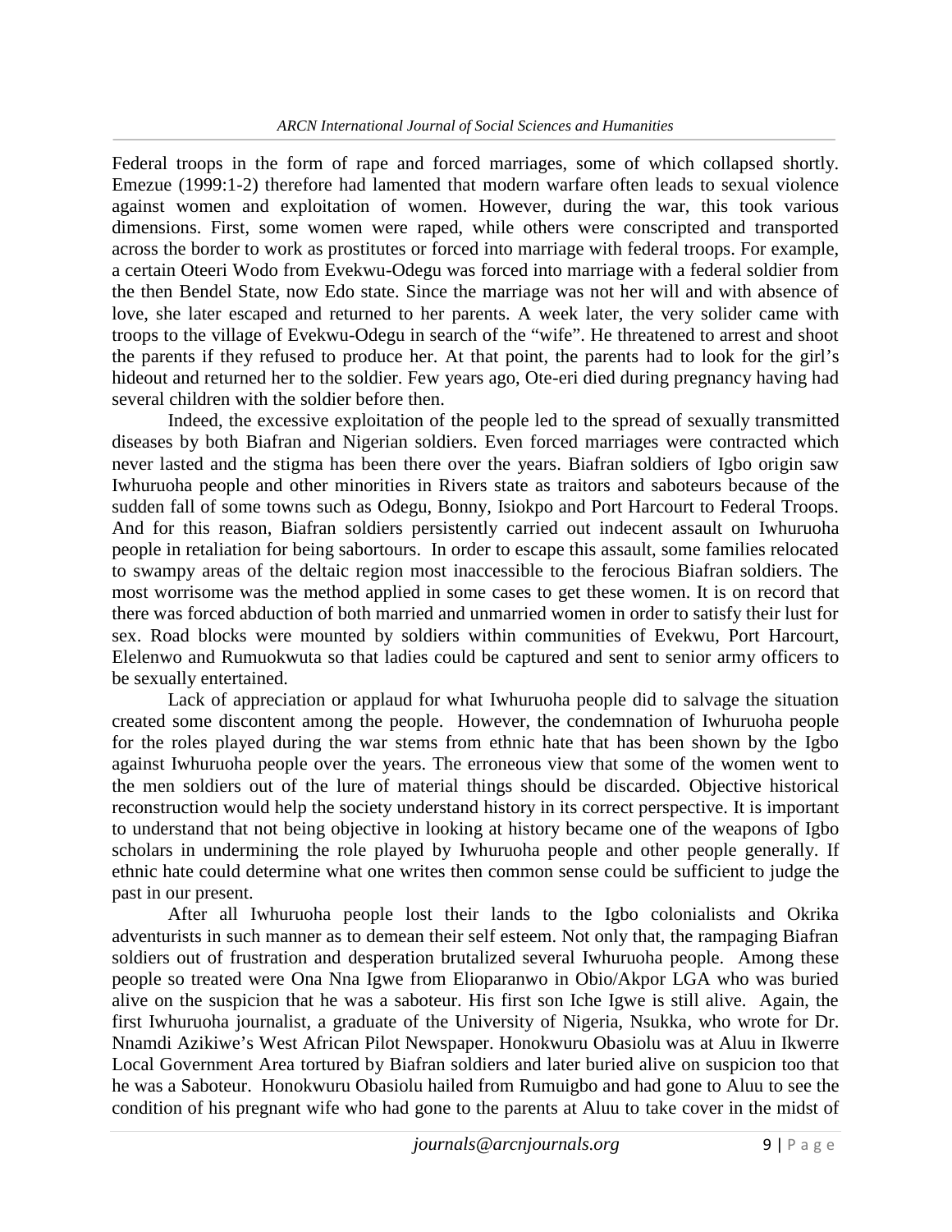Federal troops in the form of rape and forced marriages, some of which collapsed shortly. Emezue (1999:1-2) therefore had lamented that modern warfare often leads to sexual violence against women and exploitation of women. However, during the war, this took various dimensions. First, some women were raped, while others were conscripted and transported across the border to work as prostitutes or forced into marriage with federal troops. For example, a certain Oteeri Wodo from Evekwu-Odegu was forced into marriage with a federal soldier from the then Bendel State, now Edo state. Since the marriage was not her will and with absence of love, she later escaped and returned to her parents. A week later, the very solider came with troops to the village of Evekwu-Odegu in search of the "wife". He threatened to arrest and shoot the parents if they refused to produce her. At that point, the parents had to look for the girl's hideout and returned her to the soldier. Few years ago, Ote-eri died during pregnancy having had several children with the soldier before then.

Indeed, the excessive exploitation of the people led to the spread of sexually transmitted diseases by both Biafran and Nigerian soldiers. Even forced marriages were contracted which never lasted and the stigma has been there over the years. Biafran soldiers of Igbo origin saw Iwhuruoha people and other minorities in Rivers state as traitors and saboteurs because of the sudden fall of some towns such as Odegu, Bonny, Isiokpo and Port Harcourt to Federal Troops. And for this reason, Biafran soldiers persistently carried out indecent assault on Iwhuruoha people in retaliation for being sabortours. In order to escape this assault, some families relocated to swampy areas of the deltaic region most inaccessible to the ferocious Biafran soldiers. The most worrisome was the method applied in some cases to get these women. It is on record that there was forced abduction of both married and unmarried women in order to satisfy their lust for sex. Road blocks were mounted by soldiers within communities of Evekwu, Port Harcourt, Elelenwo and Rumuokwuta so that ladies could be captured and sent to senior army officers to be sexually entertained.

Lack of appreciation or applaud for what Iwhuruoha people did to salvage the situation created some discontent among the people. However, the condemnation of Iwhuruoha people for the roles played during the war stems from ethnic hate that has been shown by the Igbo against Iwhuruoha people over the years. The erroneous view that some of the women went to the men soldiers out of the lure of material things should be discarded. Objective historical reconstruction would help the society understand history in its correct perspective. It is important to understand that not being objective in looking at history became one of the weapons of Igbo scholars in undermining the role played by Iwhuruoha people and other people generally. If ethnic hate could determine what one writes then common sense could be sufficient to judge the past in our present.

After all Iwhuruoha people lost their lands to the Igbo colonialists and Okrika adventurists in such manner as to demean their self esteem. Not only that, the rampaging Biafran soldiers out of frustration and desperation brutalized several Iwhuruoha people. Among these people so treated were Ona Nna Igwe from Elioparanwo in Obio/Akpor LGA who was buried alive on the suspicion that he was a saboteur. His first son Iche Igwe is still alive. Again, the first Iwhuruoha journalist, a graduate of the University of Nigeria, Nsukka, who wrote for Dr. Nnamdi Azikiwe's West African Pilot Newspaper. Honokwuru Obasiolu was at Aluu in Ikwerre Local Government Area tortured by Biafran soldiers and later buried alive on suspicion too that he was a Saboteur. Honokwuru Obasiolu hailed from Rumuigbo and had gone to Aluu to see the condition of his pregnant wife who had gone to the parents at Aluu to take cover in the midst of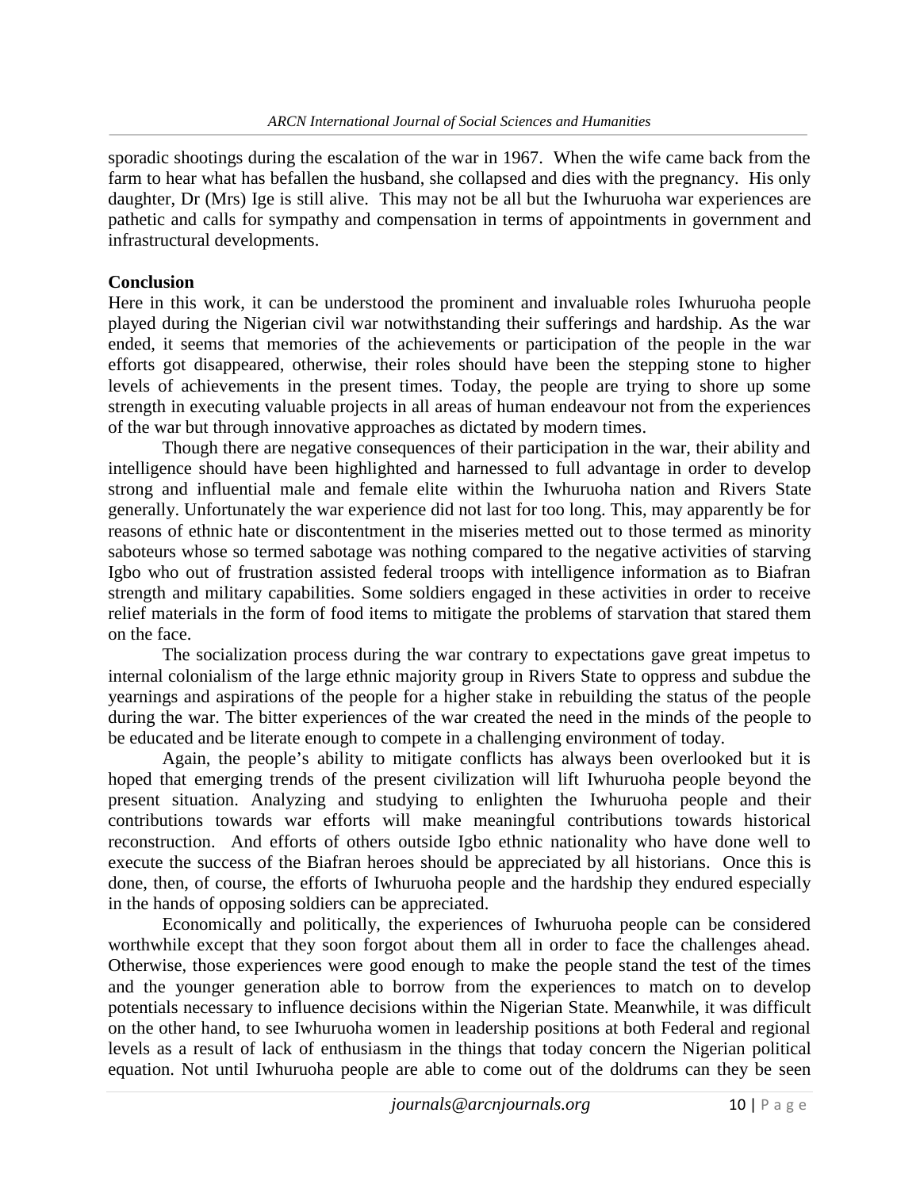sporadic shootings during the escalation of the war in 1967. When the wife came back from the farm to hear what has befallen the husband, she collapsed and dies with the pregnancy. His only daughter, Dr (Mrs) Ige is still alive. This may not be all but the Iwhuruoha war experiences are pathetic and calls for sympathy and compensation in terms of appointments in government and infrastructural developments.

**Conclusion**

Here in this work, it can be understood the prominent and invaluable roles Iwhuruoha people played during the Nigerian civil war notwithstanding their sufferings and hardship. As the war ended, it seems that memories of the achievements or participation of the people in the war efforts got disappeared, otherwise, their roles should have been the stepping stone to higher levels of achievements in the present times. Today, the people are trying to shore up some strength in executing valuable projects in all areas of human endeavour not from the experiences of the war but through innovative approaches as dictated by modern times.

Though there are negative consequences of their participation in the war, their ability and intelligence should have been highlighted and harnessed to full advantage in order to develop strong and influential male and female elite within the Iwhuruoha nation and Rivers State generally. Unfortunately the war experience did not last for too long. This, may apparently be for reasons of ethnic hate or discontentment in the miseries metted out to those termed as minority saboteurs whose so termed sabotage was nothing compared to the negative activities of starving Igbo who out of frustration assisted federal troops with intelligence information as to Biafran strength and military capabilities. Some soldiers engaged in these activities in order to receive relief materials in the form of food items to mitigate the problems of starvation that stared them on the face.

The socialization process during the war contrary to expectations gave great impetus to internal colonialism of the large ethnic majority group in Rivers State to oppress and subdue the yearnings and aspirations of the people for a higher stake in rebuilding the status of the people during the war. The bitter experiences of the war created the need in the minds of the people to be educated and be literate enough to compete in a challenging environment of today.

Again, the people's ability to mitigate conflicts has always been overlooked but it is hoped that emerging trends of the present civilization will lift Iwhuruoha people beyond the present situation. Analyzing and studying to enlighten the Iwhuruoha people and their contributions towards war efforts will make meaningful contributions towards historical reconstruction. And efforts of others outside Igbo ethnic nationality who have done well to execute the success of the Biafran heroes should be appreciated by all historians. Once this is done, then, of course, the efforts of Iwhuruoha people and the hardship they endured especially in the hands of opposing soldiers can be appreciated.

Economically and politically, the experiences of Iwhuruoha people can be considered worthwhile except that they soon forgot about them all in order to face the challenges ahead. Otherwise, those experiences were good enough to make the people stand the test of the times and the younger generation able to borrow from the experiences to match on to develop potentials necessary to influence decisions within the Nigerian State. Meanwhile, it was difficult on the other hand, to see Iwhuruoha women in leadership positions at both Federal and regional levels as a result of lack of enthusiasm in the things that today concern the Nigerian political equation. Not until Iwhuruoha people are able to come out of the doldrums can they be seen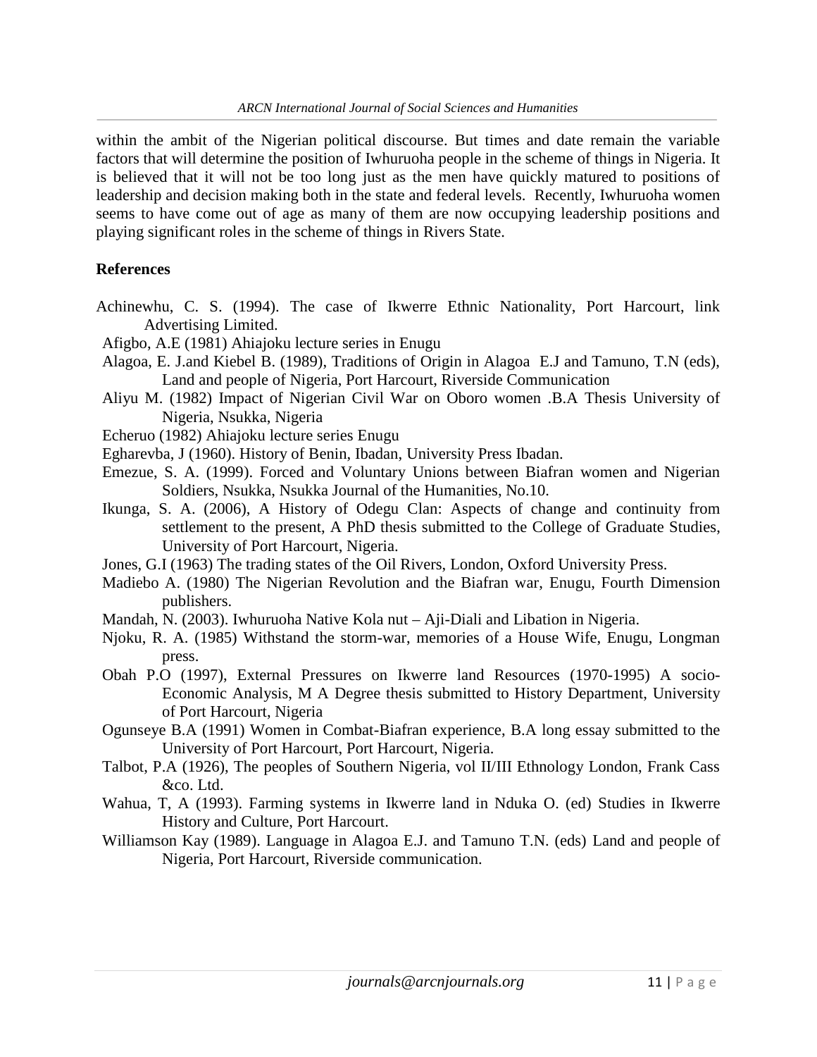within the ambit of the Nigerian political discourse. But times and date remain the variable factors that will determine the position of Iwhuruoha people in the scheme of things in Nigeria. It is believed that it will not be too long just as the men have quickly matured to positions of leadership and decision making both in the state and federal levels. Recently, Iwhuruoha women seems to have come out of age as many of them are now occupying leadership positions and playing significant roles in the scheme of things in Rivers State.

**References**

Achinewhu, C. S. (1994). The case of Ikwerre Ethnic Nationality, Port Harcourt, link Advertising Limited.

Afigbo, A.E (1981) Ahiajoku lecture series in Enugu

Alagoa, E. J.and Kiebel B. (1989), Traditions of Origin in Alagoa E.J and Tamuno, T.N (eds), Land and people of Nigeria, Port Harcourt, Riverside Communication

Aliyu M. (1982) Impact of Nigerian Civil War on Oboro women .B.A Thesis University of Nigeria, Nsukka, Nigeria

Echeruo (1982) Ahiajoku lecture series Enugu

Egharevba, J (1960). History of Benin, Ibadan, University Press Ibadan.

Emezue, S. A. (1999). Forced and Voluntary Unions between Biafran women and Nigerian Soldiers, Nsukka, Nsukka Journal of the Humanities, No.10.

Ikunga, S. A. (2006), A History of Odegu Clan: Aspects of change and continuity from settlement to the present, A PhD thesis submitted to the College of Graduate Studies, University of Port Harcourt, Nigeria.

Jones, G.I (1963) The trading states of the Oil Rivers, London, Oxford University Press.

Madiebo A. (1980) The Nigerian Revolution and the Biafran war, Enugu, Fourth Dimension publishers.

Mandah, N. (2003). Iwhuruoha Native Kola nut – Aji-Diali and Libation in Nigeria.

Njoku, R. A. (1985) Withstand the storm-war, memories of a House Wife, Enugu, Longman press.

Obah P.O (1997), External Pressures on Ikwerre land Resources (1970-1995) A socio-Economic Analysis, M A Degree thesis submitted to History Department, University of Port Harcourt, Nigeria

Ogunseye B.A (1991) Women in Combat-Biafran experience, B.A long essay submitted to the University of Port Harcourt, Port Harcourt, Nigeria.

Talbot, P.A (1926), The peoples of Southern Nigeria, vol II/III Ethnology London, Frank Cass &co. Ltd.

Wahua, T, A (1993). Farming systems in Ikwerre land in Nduka O. (ed) Studies in Ikwerre History and Culture, Port Harcourt.

Williamson Kay (1989). Language in Alagoa E.J. and Tamuno T.N. (eds) Land and people of Nigeria, Port Harcourt, Riverside communication.